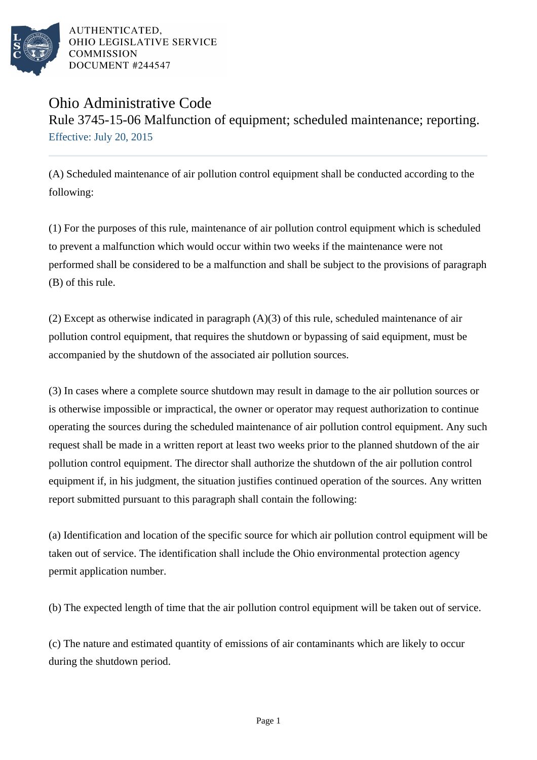# Ohio Administrative Code

## Rule 3745-15-06 Malfunction of equipment; scheduled maintenance; reporting.

Effective: July 20, 2015

(A) Scheduled maintenance of air pollution control equipment shall be conducted according to the following:

(1) For the purposes of this rule, maintenance of air pollution control equipment which is scheduled to prevent a malfunction which would occur within two weeks if the maintenance were not performed shall be considered to be a malfunction and shall be subject to the provisions of paragraph (B) of this rule.

(2) Except as otherwise indicated in paragraph (A)(3) of this rule, scheduled maintenance of air pollution control equipment, that requires the shutdown or bypassing of said equipment, must be accompanied by the shutdown of the associated air pollution sources.

(3) In cases where a complete source shutdown may result in damage to the air pollution sources or is otherwise impossible or impractical, the owner or operator may request authorization to continue operating the sources during the scheduled maintenance of air pollution control equipment. Any such request shall be made in a written report at least two weeks prior to the planned shutdown of the air pollution control equipment. The director shall authorize the shutdown of the air pollution control equipment if, in his judgment, the situation justifies continued operation of the sources. Any written report submitted pursuant to this paragraph shall contain the following:

(a) Identification and location of the specific source for which air pollution control equipment will be taken out of service. The identification shall include the Ohio environmental protection agency permit application number.

(b) The expected length of time that the air pollution control equipment will be taken out of service.

(c) The nature and estimated quantity of emissions of air contaminants which are likely to occur during the shutdown period.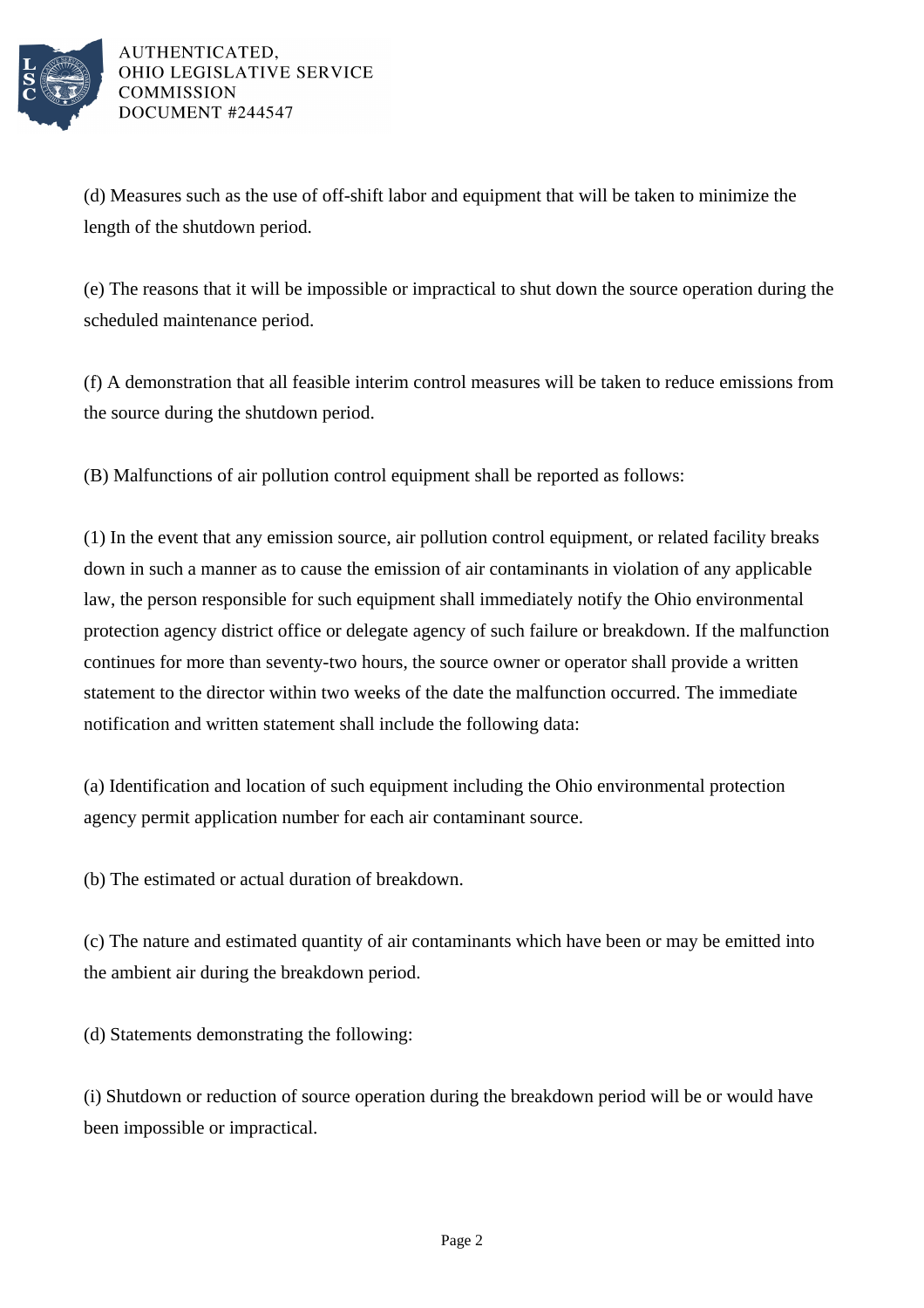(d) Measures such as the use of off-shift labor and equipment that will be taken to minimize the length of the shutdown period.

(e) The reasons that it will be impossible or impractical to shut down the source operation during the scheduled maintenance period.

(f) A demonstration that all feasible interim control measures will be taken to reduce emissions from the source during the shutdown period.

(B) Malfunctions of air pollution control equipment shall be reported as follows:

(1) In the event that any emission source, air pollution control equipment, or related facility breaks down in such a manner as to cause the emission of air contaminants in violation of any applicable law, the person responsible for such equipment shall immediately notify the Ohio environmental protection agency district office or delegate agency of such failure or breakdown. If the malfunction continues for more than seventy-two hours, the source owner or operator shall provide a written statement to the director within two weeks of the date the malfunction occurred. The immediate notification and written statement shall include the following data:

(a) Identification and location of such equipment including the Ohio environmental protection agency permit application number for each air contaminant source.

(b) The estimated or actual duration of breakdown.

(c) The nature and estimated quantity of air contaminants which have been or may be emitted into the ambient air during the breakdown period.

(d) Statements demonstrating the following:

(i) Shutdown or reduction of source operation during the breakdown period will be or would have been impossible or impractical.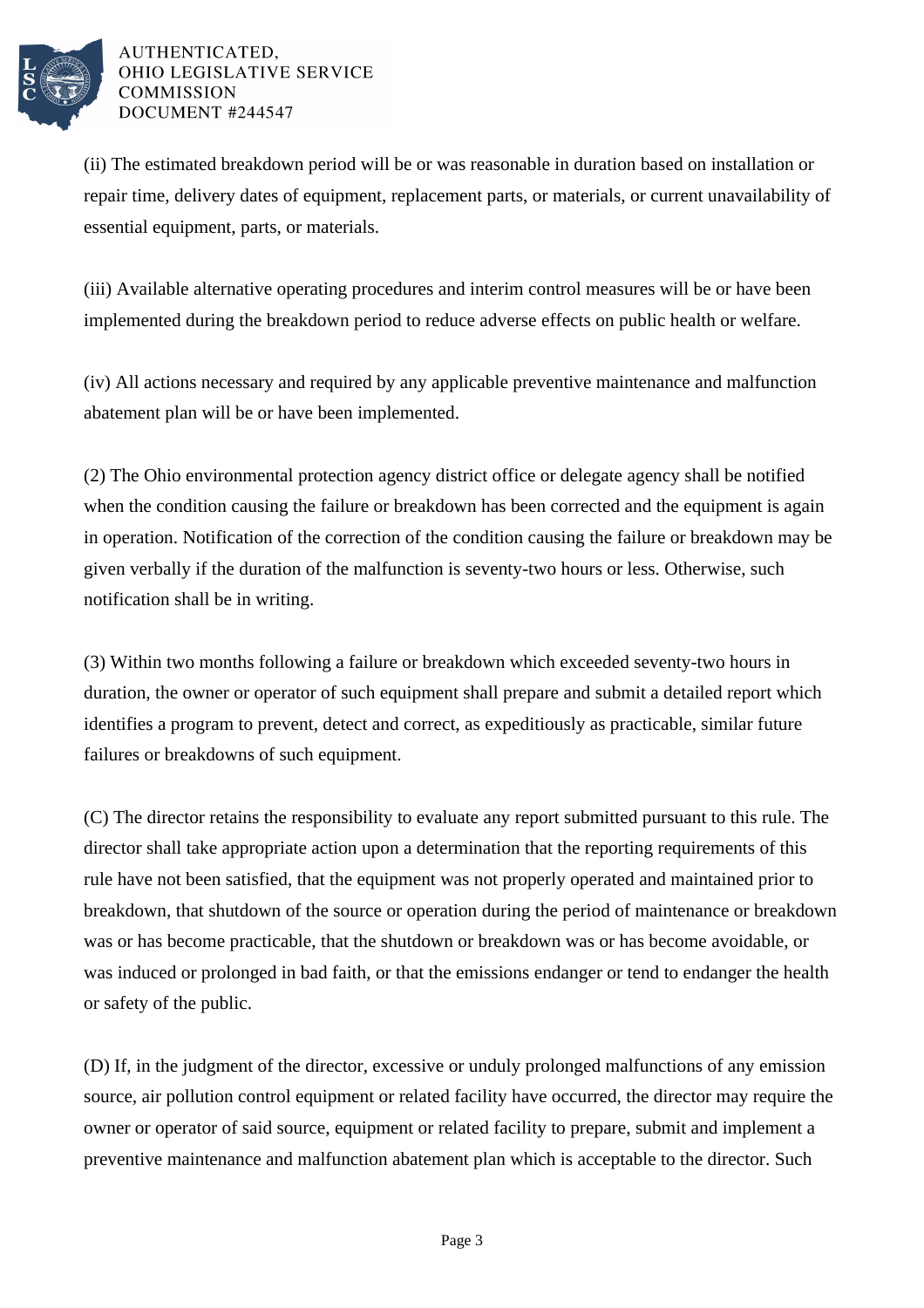(ii) The estimated breakdown period will be or was reasonable in duration based on installation or repair time, delivery dates of equipment, replacement parts, or materials, or current unavailability of essential equipment, parts, or materials.

(iii) Available alternative operating procedures and interim control measures will be or have been implemented during the breakdown period to reduce adverse effects on public health or welfare.

(iv) All actions necessary and required by any applicable preventive maintenance and malfunction abatement plan will be or have been implemented.

(2) The Ohio environmental protection agency district office or delegate agency shall be notified when the condition causing the failure or breakdown has been corrected and the equipment is again in operation. Notification of the correction of the condition causing the failure or breakdown may be given verbally if the duration of the malfunction is seventy-two hours or less. Otherwise, such notification shall be in writing.

(3) Within two months following a failure or breakdown which exceeded seventy-two hours in duration, the owner or operator of such equipment shall prepare and submit a detailed report which identifies a program to prevent, detect and correct, as expeditiously as practicable, similar future failures or breakdowns of such equipment.

(C) The director retains the responsibility to evaluate any report submitted pursuant to this rule. The director shall take appropriate action upon a determination that the reporting requirements of this rule have not been satisfied, that the equipment was not properly operated and maintained prior to breakdown, that shutdown of the source or operation during the period of maintenance or breakdown was or has become practicable, that the shutdown or breakdown was or has become avoidable, or was induced or prolonged in bad faith, or that the emissions endanger or tend to endanger the health or safety of the public.

(D) If, in the judgment of the director, excessive or unduly prolonged malfunctions of any emission source, air pollution control equipment or related facility have occurred, the director may require the owner or operator of said source, equipment or related facility to prepare, submit and implement a preventive maintenance and malfunction abatement plan which is acceptable to the director. Such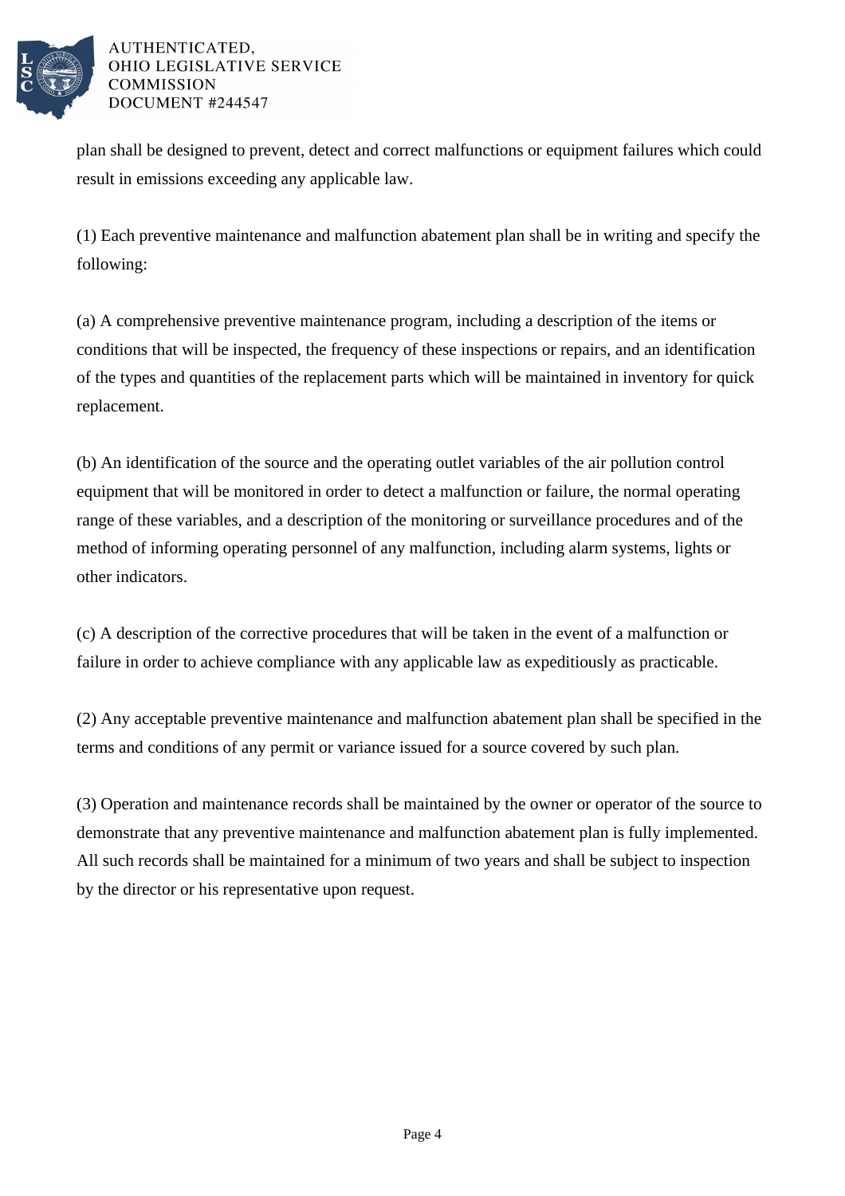plan shall be designed to prevent, detect and correct malfunctions or equipment failures which could result in emissions exceeding any applicable law.

(1) Each preventive maintenance and malfunction abatement plan shall be in writing and specify the following:

(a) A comprehensive preventive maintenance program, including a description of the items or conditions that will be inspected, the frequency of these inspections or repairs, and an identification of the types and quantities of the replacement parts which will be maintained in inventory for quick replacement.

(b) An identification of the source and the operating outlet variables of the air pollution control equipment that will be monitored in order to detect a malfunction or failure, the normal operating range of these variables, and a description of the monitoring or surveillance procedures and of the method of informing operating personnel of any malfunction, including alarm systems, lights or other indicators.

(c) A description of the corrective procedures that will be taken in the event of a malfunction or failure in order to achieve compliance with any applicable law as expeditiously as practicable.

(2) Any acceptable preventive maintenance and malfunction abatement plan shall be specified in the terms and conditions of any permit or variance issued for a source covered by such plan.

(3) Operation and maintenance records shall be maintained by the owner or operator of the source to demonstrate that any preventive maintenance and malfunction abatement plan is fully implemented. All such records shall be maintained for a minimum of two years and shall be subject to inspection by the director or his representative upon request.